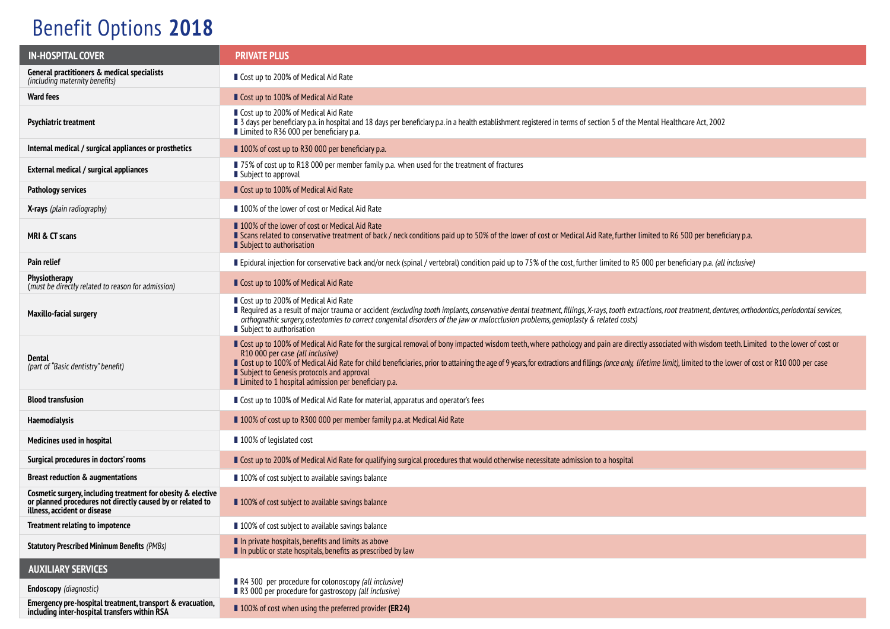# Benefit Options **2018**

| IN-HOSPITAL COVER | PRIVATE PLUS |
|---|---|
| **General practitioners & medical specialists** *(including maternity benefits)* | ■ Cost up to 200% of Medical Aid Rate |
| **Ward fees** | ■ Cost up to 100% of Medical Aid Rate |
| **Psychiatric treatment** | ■ Cost up to 200% of Medical Aid Rate<br>■ 3 days per beneficiary p.a. in hospital and 18 days per beneficiary p.a. in a health establishment registered in terms of section 5 of the Mental Healthcare Act, 2002<br>■ Limited to R36 000 per beneficiary p.a. |
| **Internal medical / surgical appliances or prosthetics** | ■ 100% of cost up to R30 000 per beneficiary p.a. |
| **External medical / surgical appliances** | ■ 75% of cost up to R18 000 per member family p.a. when used for the treatment of fractures<br>■ Subject to approval |
| **Pathology services** | ■ Cost up to 100% of Medical Aid Rate |
| **X-rays** *(plain radiography)* | ■ 100% of the lower of cost or Medical Aid Rate |
| **MRI & CT scans** | ■ 100% of the lower of cost or Medical Aid Rate<br>■ Scans related to conservative treatment of back / neck conditions paid up to 50% of the lower of cost or Medical Aid Rate, further limited to R6 500 per beneficiary p.a.<br>■ Subject to authorisation |
| **Pain relief** | ■ Epidural injection for conservative back and/or neck (spinal / vertebral) condition paid up to 75% of the cost, further limited to R5 000 per beneficiary p.a. *(all inclusive)* |
| **Physiotherapy** *(must be directly related to reason for admission)* | ■ Cost up to 100% of Medical Aid Rate |
| **Maxillo-facial surgery** | ■ Cost up to 200% of Medical Aid Rate<br>■ Required as a result of major trauma or accident *(excluding tooth implants, conservative dental treatment, fillings, X-rays, tooth extractions, root treatment, dentures, orthodontics, periodontal services, orthognathic surgery, osteotomies to correct congenital disorders of the jaw or malocclusion problems, genioplasty & related costs)*<br>■ Subject to authorisation |
| **Dental** *(part of "Basic dentistry" benefit)* | ■ Cost up to 100% of Medical Aid Rate for the surgical removal of bony impacted wisdom teeth, where pathology and pain are directly associated with wisdom teeth. Limited to the lower of cost or R10 000 per case *(all inclusive)*<br>■ Cost up to 100% of Medical Aid Rate for child beneficiaries, prior to attaining the age of 9 years, for extractions and fillings *(once only, lifetime limit)*, limited to the lower of cost or R10 000 per case<br>■ Subject to Genesis protocols and approval<br>■ Limited to 1 hospital admission per beneficiary p.a. |
| **Blood transfusion** | ■ Cost up to 100% of Medical Aid Rate for material, apparatus and operator's fees |
| **Haemodialysis** | ■ 100% of cost up to R300 000 per member family p.a. at Medical Aid Rate |
| **Medicines used in hospital** | ■ 100% of legislated cost |
| **Surgical procedures in doctors' rooms** | ■ Cost up to 200% of Medical Aid Rate for qualifying surgical procedures that would otherwise necessitate admission to a hospital |
| **Breast reduction & augmentations** | ■ 100% of cost subject to available savings balance |
| **Cosmetic surgery, including treatment for obesity & elective or planned procedures not directly caused by or related to illness, accident or disease** | ■ 100% of cost subject to available savings balance |
| **Treatment relating to impotence** | ■ 100% of cost subject to available savings balance |
| **Statutory Prescribed Minimum Benefits** *(PMBs)* | ■ In private hospitals, benefits and limits as above<br>■ In public or state hospitals, benefits as prescribed by law |
| **AUXILIARY SERVICES** | |
| **Endoscopy** *(diagnostic)* | ■ R4 300 per procedure for colonoscopy *(all inclusive)*<br>■ R3 000 per procedure for gastroscopy *(all inclusive)* |
| **Emergency pre-hospital treatment, transport & evacuation, including inter-hospital transfers within RSA** | ■ 100% of cost when using the preferred provider **(ER24)** |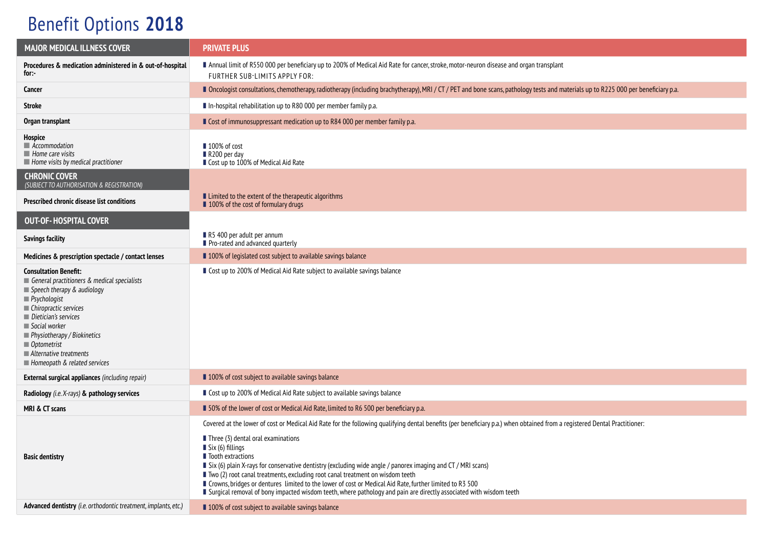# Benefit Options **2018**

| MAJOR MEDICAL ILLNESS COVER | PRIVATE PLUS |
|---|---|
| **Procedures & medication administered in & out-of-hospital for:-** | ▌Annual limit of R550 000 per beneficiary up to 200% of Medical Aid Rate for cancer, stroke, motor-neuron disease and organ transplant<br>FURTHER SUB-LIMITS APPLY FOR: |
| **Cancer** | ▌Oncologist consultations, chemotherapy, radiotherapy (including brachytherapy), MRI / CT / PET and bone scans, pathology tests and materials up to R225 000 per beneficiary p.a. |
| **Stroke** | ▌In-hospital rehabilitation up to R80 000 per member family p.a. |
| **Organ transplant** | ▌Cost of immunosuppressant medication up to R84 000 per member family p.a. |
| **Hospice**<br>*Accommodation*<br>*Home care visits*<br>*Home visits by medical practitioner* | <br>▌100% of cost<br>▌R200 per day<br>▌Cost up to 100% of Medical Aid Rate |
| **CHRONIC COVER** *(SUBJECT TO AUTHORISATION & REGISTRATION)* | |
| **Prescribed chronic disease list conditions** | ▌Limited to the extent of the therapeutic algorithms<br>▌100% of the cost of formulary drugs |
| **OUT-OF- HOSPITAL COVER** | |
| **Savings facility** | ▌R5 400 per adult per annum<br>▌Pro-rated and advanced quarterly |
| **Medicines & prescription spectacle / contact lenses** | ▌100% of legislated cost subject to available savings balance |
| **Consultation Benefit:**<br>*General practitioners & medical specialists*<br>*Speech therapy & audiology*<br>*Psychologist*<br>*Chiropractic services*<br>*Dietician's services*<br>*Social worker*<br>*Physiotherapy / Biokinetics*<br>*Optometrist*<br>*Alternative treatments*<br>*Homeopath & related services* | ▌Cost up to 200% of Medical Aid Rate subject to available savings balance |
| **External surgical appliances** *(including repair)* | ▌100% of cost subject to available savings balance |
| **Radiology** *(i.e. X-rays)* **& pathology services** | ▌Cost up to 200% of Medical Aid Rate subject to available savings balance |
| **MRI & CT scans** | ▌50% of the lower of cost or Medical Aid Rate, limited to R6 500 per beneficiary p.a. |
| **Basic dentistry** | Covered at the lower of cost or Medical Aid Rate for the following qualifying dental benefits (per beneficiary p.a.) when obtained from a registered Dental Practitioner:<br>▌Three (3) dental oral examinations<br>▌Six (6) fillings<br>▌Tooth extractions<br>▌Six (6) plain X-rays for conservative dentistry (excluding wide angle / panorex imaging and CT / MRI scans)<br>▌Two (2) root canal treatments, excluding root canal treatment on wisdom teeth<br>▌Crowns, bridges or dentures limited to the lower of cost or Medical Aid Rate, further limited to R3 500<br>▌Surgical removal of bony impacted wisdom teeth, where pathology and pain are directly associated with wisdom teeth |
| **Advanced dentistry** *(i.e. orthodontic treatment, implants, etc.)* | ▌100% of cost subject to available savings balance |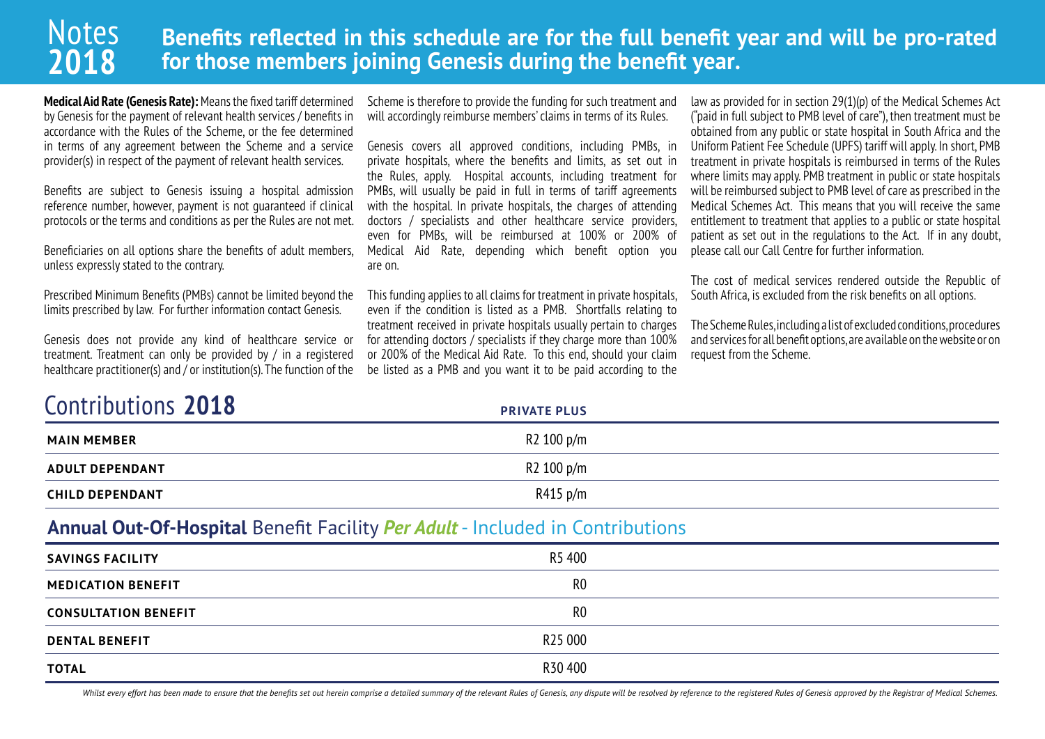# Notes 2018

## Benefits reflected in this schedule are for the full benefit year and will be pro-rated for those members joining Genesis during the benefit year.

**Medical Aid Rate (Genesis Rate):** Means the fixed tariff determined by Genesis for the payment of relevant health services / benefits in accordance with the Rules of the Scheme, or the fee determined in terms of any agreement between the Scheme and a service provider(s) in respect of the payment of relevant health services.

Benefits are subject to Genesis issuing a hospital admission reference number, however, payment is not guaranteed if clinical protocols or the terms and conditions as per the Rules are not met.

Beneficiaries on all options share the benefits of adult members, unless expressly stated to the contrary.

Prescribed Minimum Benefits (PMBs) cannot be limited beyond the limits prescribed by law. For further information contact Genesis.

Genesis does not provide any kind of healthcare service or treatment. Treatment can only be provided by / in a registered healthcare practitioner(s) and / or institution(s). The function of the Scheme is therefore to provide the funding for such treatment and will accordingly reimburse members' claims in terms of its Rules.

Genesis covers all approved conditions, including PMBs, in private hospitals, where the benefits and limits, as set out in the Rules, apply. Hospital accounts, including treatment for PMBs, will usually be paid in full in terms of tariff agreements with the hospital. In private hospitals, the charges of attending doctors / specialists and other healthcare service providers, even for PMBs, will be reimbursed at 100% or 200% of Medical Aid Rate, depending which benefit option you are on.

This funding applies to all claims for treatment in private hospitals, even if the condition is listed as a PMB. Shortfalls relating to treatment received in private hospitals usually pertain to charges for attending doctors / specialists if they charge more than 100% or 200% of the Medical Aid Rate. To this end, should your claim be listed as a PMB and you want it to be paid according to the law as provided for in section 29(1)(p) of the Medical Schemes Act ("paid in full subject to PMB level of care"), then treatment must be obtained from any public or state hospital in South Africa and the Uniform Patient Fee Schedule (UPFS) tariff will apply. In short, PMB treatment in private hospitals is reimbursed in terms of the Rules where limits may apply. PMB treatment in public or state hospitals will be reimbursed subject to PMB level of care as prescribed in the Medical Schemes Act. This means that you will receive the same entitlement to treatment that applies to a public or state hospital patient as set out in the regulations to the Act. If in any doubt, please call our Call Centre for further information.

The cost of medical services rendered outside the Republic of South Africa, is excluded from the risk benefits on all options.

The Scheme Rules, including a list of excluded conditions, procedures and services for all benefit options, are available on the website or on request from the Scheme.

## Contributions 2018

| | PRIVATE PLUS |
|---|---|
| MAIN MEMBER | R2 100 p/m |
| ADULT DEPENDANT | R2 100 p/m |
| CHILD DEPENDANT | R415 p/m |

## Annual Out-Of-Hospital Benefit Facility *Per Adult* - Included in Contributions

| | |
|---|---|
| SAVINGS FACILITY | R5 400 |
| MEDICATION BENEFIT | R0 |
| CONSULTATION BENEFIT | R0 |
| DENTAL BENEFIT | R25 000 |
| TOTAL | R30 400 |

*Whilst every effort has been made to ensure that the benefits set out herein comprise a detailed summary of the relevant Rules of Genesis, any dispute will be resolved by reference to the registered Rules of Genesis approved by the Registrar of Medical Schemes.*